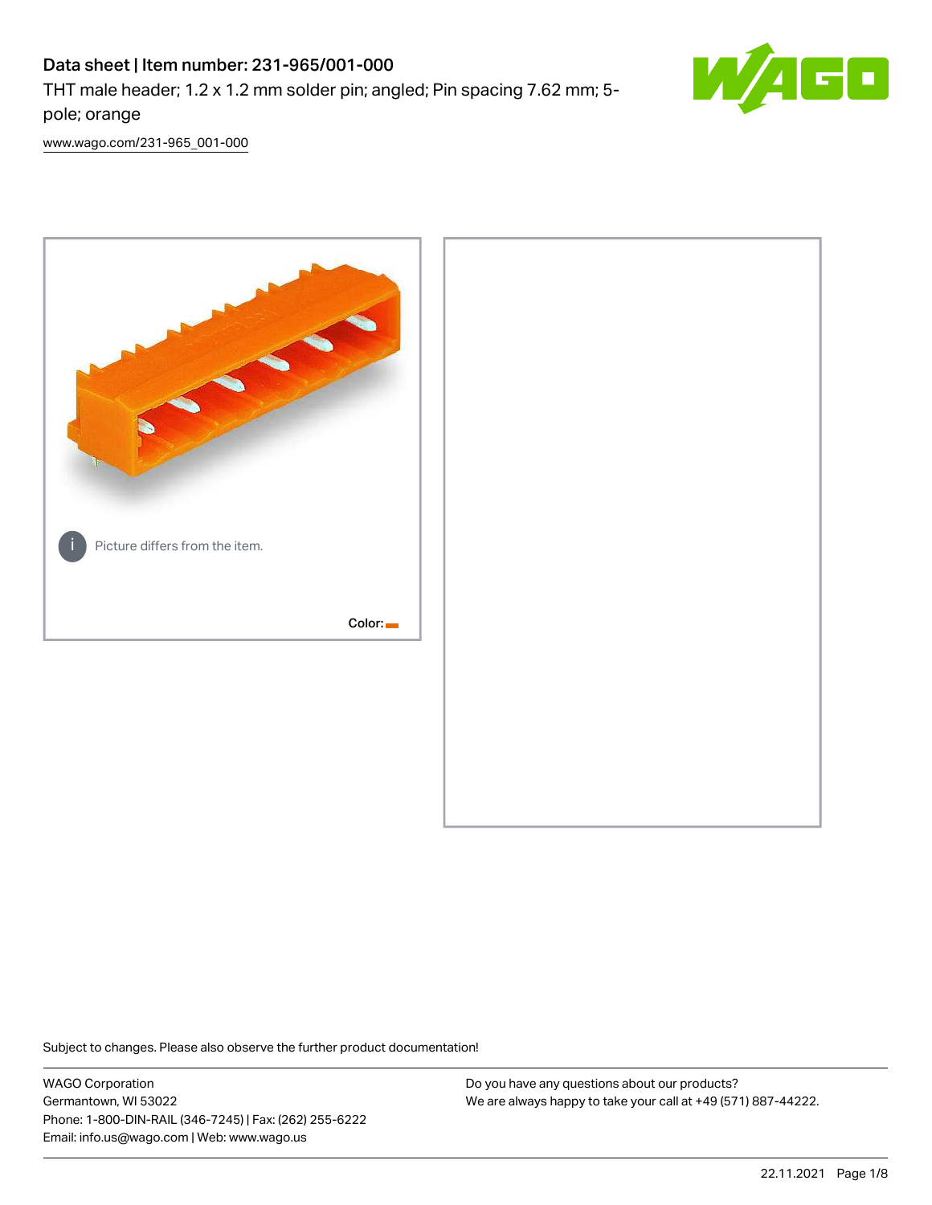# Data sheet | Item number: 231-965/001-000

THT male header; 1.2 x 1.2 mm solder pin; angled; Pin spacing 7.62 mm; 5-pole; orange

www.wago.com/231-965_001-000

Picture differs from the item.

Color:

Subject to changes. Please also observe the further product documentation!

WAGO Corporation
Germantown, WI 53022
Phone: 1-800-DIN-RAIL (346-7245) | Fax: (262) 255-6222
Email: info.us@wago.com | Web: www.wago.us

Do you have any questions about our products?
We are always happy to take your call at +49 (571) 887-44222.

22.11.2021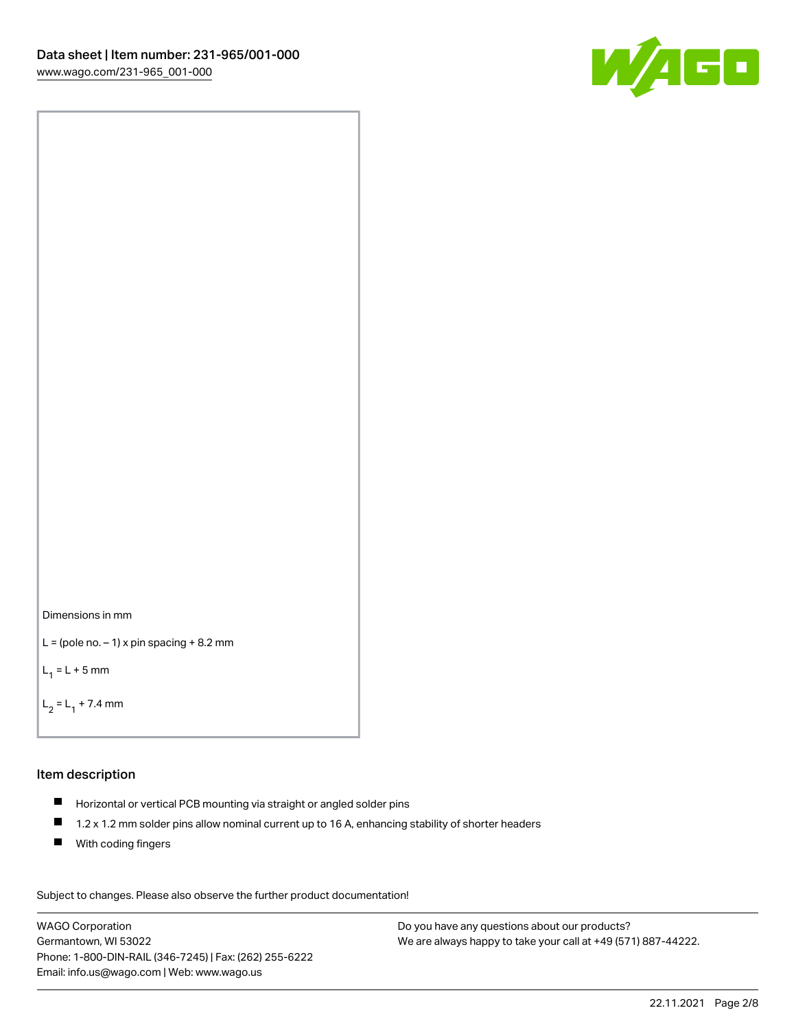Dimensions in mm

L = (pole no. − 1) x pin spacing + 8.2 mm

$L_1$ = L + 5 mm

$L_2$ = $L_1$ + 7.4 mm

## Item description

- Horizontal or vertical PCB mounting via straight or angled solder pins
- 1.2 x 1.2 mm solder pins allow nominal current up to 16 A, enhancing stability of shorter headers
- With coding fingers

Subject to changes. Please also observe the further product documentation!

WAGO Corporation
Germantown, WI 53022
Phone: 1-800-DIN-RAIL (346-7245) | Fax: (262) 255-6222
Email: info.us@wago.com | Web: www.wago.us

Do you have any questions about our products?
We are always happy to take your call at +49 (571) 887-44222.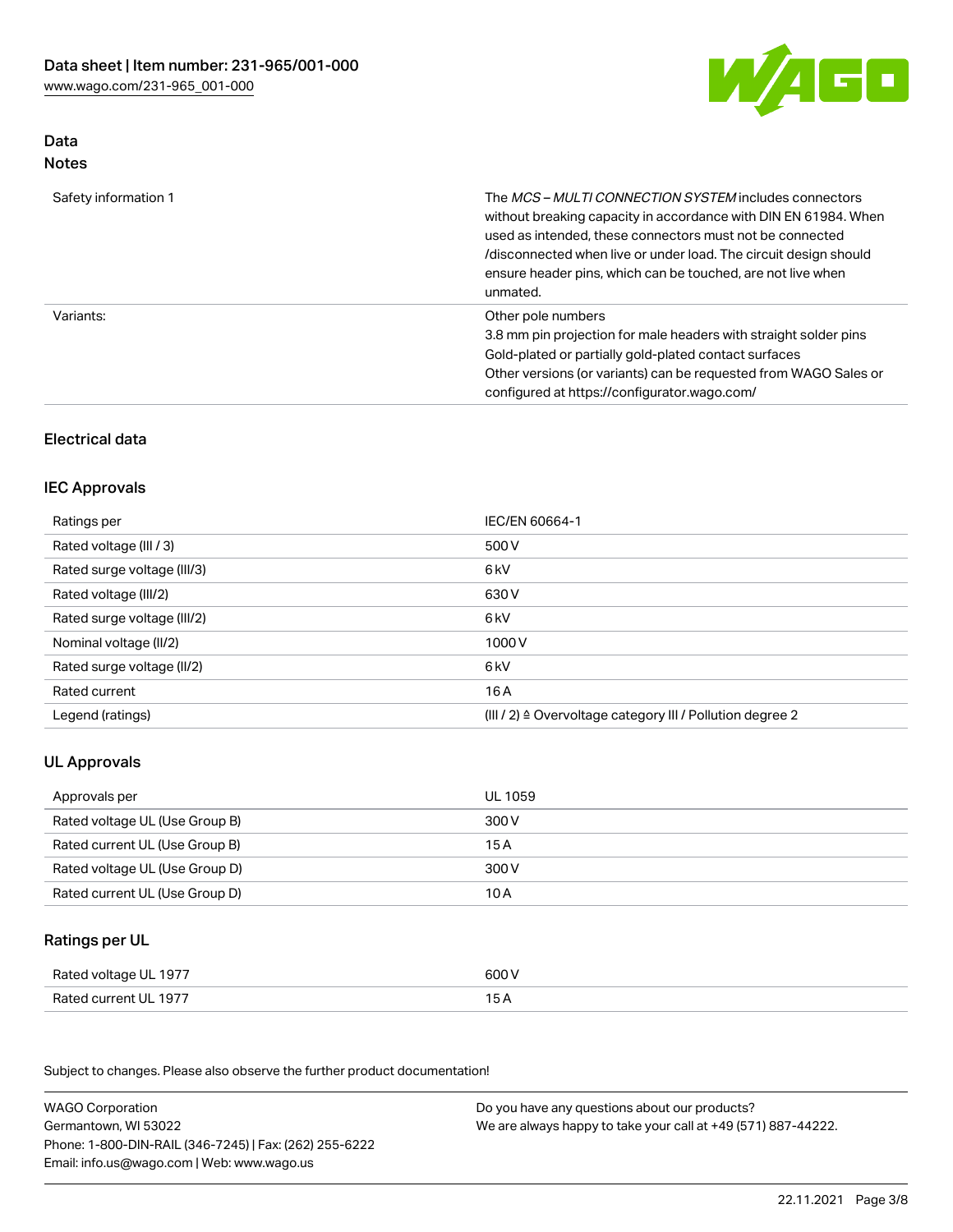## Data

### Notes

| | |
|---|---|
| Safety information 1 | The *MCS – MULTI CONNECTION SYSTEM* includes connectors without breaking capacity in accordance with DIN EN 61984. When used as intended, these connectors must not be connected /disconnected when live or under load. The circuit design should ensure header pins, which can be touched, are not live when unmated. |
| Variants: | Other pole numbers<br>3.8 mm pin projection for male headers with straight solder pins<br>Gold-plated or partially gold-plated contact surfaces<br>Other versions (or variants) can be requested from WAGO Sales or configured at https://configurator.wago.com/ |

## Electrical data

### IEC Approvals

| | |
|---|---|
| Ratings per | IEC/EN 60664-1 |
| Rated voltage (III / 3) | 500 V |
| Rated surge voltage (III/3) | 6 kV |
| Rated voltage (III/2) | 630 V |
| Rated surge voltage (III/2) | 6 kV |
| Nominal voltage (II/2) | 1000 V |
| Rated surge voltage (II/2) | 6 kV |
| Rated current | 16 A |
| Legend (ratings) | (III / 2) ≙ Overvoltage category III / Pollution degree 2 |

### UL Approvals

| | |
|---|---|
| Approvals per | UL 1059 |
| Rated voltage UL (Use Group B) | 300 V |
| Rated current UL (Use Group B) | 15 A |
| Rated voltage UL (Use Group D) | 300 V |
| Rated current UL (Use Group D) | 10 A |

### Ratings per UL

| | |
|---|---|
| Rated voltage UL 1977 | 600 V |
| Rated current UL 1977 | 15 A |

Subject to changes. Please also observe the further product documentation!

WAGO Corporation
Germantown, WI 53022
Phone: 1-800-DIN-RAIL (346-7245) | Fax: (262) 255-6222
Email: info.us@wago.com | Web: www.wago.us

Do you have any questions about our products?
We are always happy to take your call at +49 (571) 887-44222.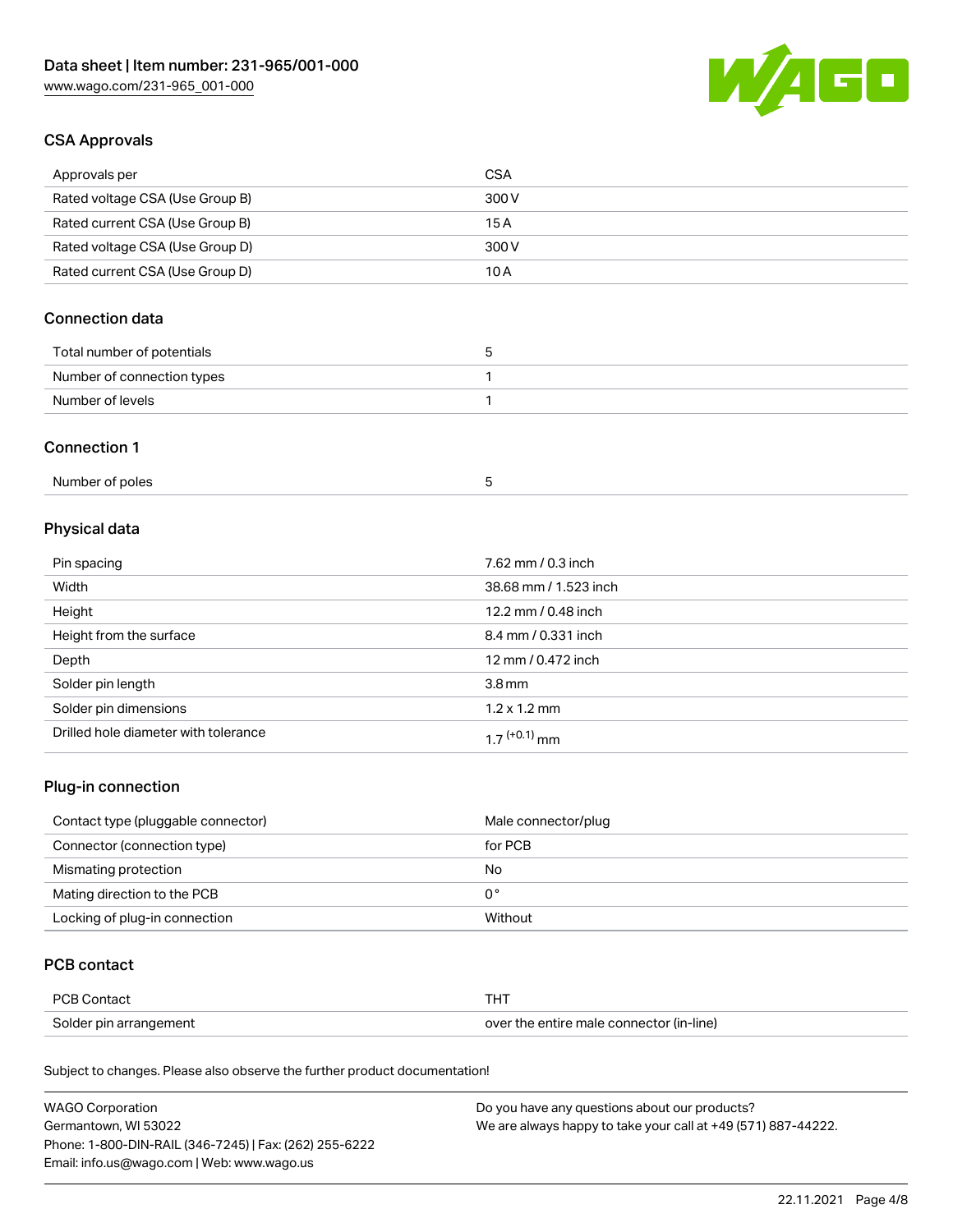## CSA Approvals

| | |
|---|---|
| Approvals per | CSA |
| Rated voltage CSA (Use Group B) | 300 V |
| Rated current CSA (Use Group B) | 15 A |
| Rated voltage CSA (Use Group D) | 300 V |
| Rated current CSA (Use Group D) | 10 A |

## Connection data

| | |
|---|---|
| Total number of potentials | 5 |
| Number of connection types | 1 |
| Number of levels | 1 |

## Connection 1

| | |
|---|---|
| Number of poles | 5 |

## Physical data

| | |
|---|---|
| Pin spacing | 7.62 mm / 0.3 inch |
| Width | 38.68 mm / 1.523 inch |
| Height | 12.2 mm / 0.48 inch |
| Height from the surface | 8.4 mm / 0.331 inch |
| Depth | 12 mm / 0.472 inch |
| Solder pin length | 3.8 mm |
| Solder pin dimensions | 1.2 x 1.2 mm |
| Drilled hole diameter with tolerance | $1.7^{(+0.1)}$ mm |

## Plug-in connection

| | |
|---|---|
| Contact type (pluggable connector) | Male connector/plug |
| Connector (connection type) | for PCB |
| Mismating protection | No |
| Mating direction to the PCB | 0 ° |
| Locking of plug-in connection | Without |

## PCB contact

| | |
|---|---|
| PCB Contact | THT |
| Solder pin arrangement | over the entire male connector (in-line) |

Subject to changes. Please also observe the further product documentation!

WAGO Corporation
Germantown, WI 53022
Phone: 1-800-DIN-RAIL (346-7245) | Fax: (262) 255-6222
Email: info.us@wago.com | Web: www.wago.us

Do you have any questions about our products?
We are always happy to take your call at +49 (571) 887-44222.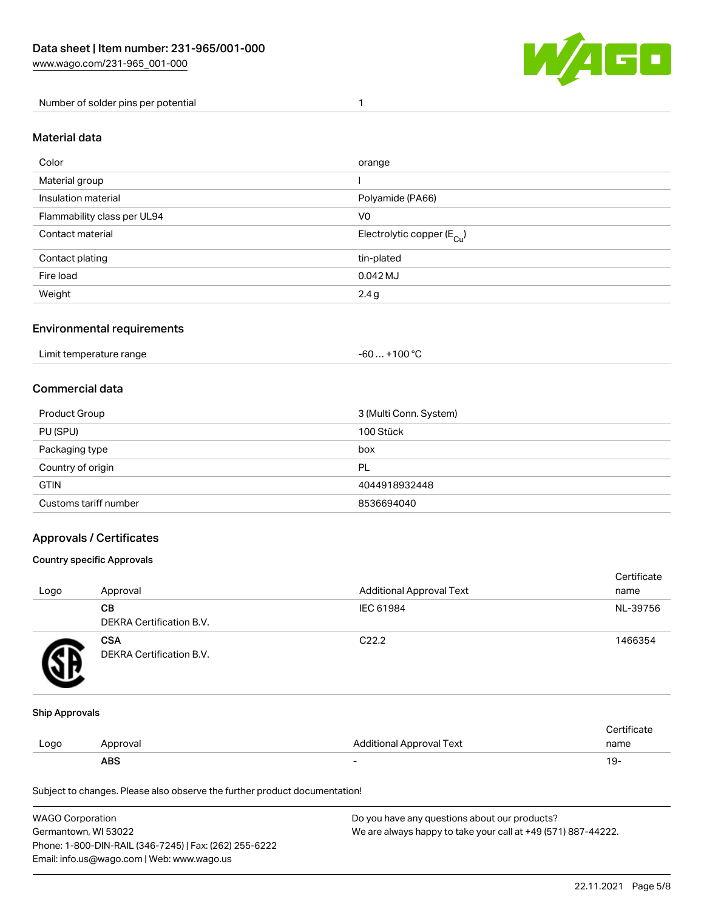| | |
|---|---|
| Number of solder pins per potential | 1 |

## Material data

| | |
|---|---|
| Color | orange |
| Material group | I |
| Insulation material | Polyamide (PA66) |
| Flammability class per UL94 | V0 |
| Contact material | Electrolytic copper ($E_{Cu}$) |
| Contact plating | tin-plated |
| Fire load | 0.042 MJ |
| Weight | 2.4 g |

## Environmental requirements

| | |
|---|---|
| Limit temperature range | -60 … +100 °C |

## Commercial data

| | |
|---|---|
| Product Group | 3 (Multi Conn. System) |
| PU (SPU) | 100 Stück |
| Packaging type | box |
| Country of origin | PL |
| GTIN | 4044918932448 |
| Customs tariff number | 8536694040 |

## Approvals / Certificates

### Country specific Approvals

| Logo | Approval | Additional Approval Text | Certificate name |
|---|---|---|---|
| | **CB** DEKRA Certification B.V. | IEC 61984 | NL-39756 |
| | **CSA** DEKRA Certification B.V. | C22.2 | 1466354 |

### Ship Approvals

| Logo | Approval | Additional Approval Text | Certificate name |
|---|---|---|---|
| | **ABS** | - | 19- |

Subject to changes. Please also observe the further product documentation!

WAGO Corporation
Germantown, WI 53022
Phone: 1-800-DIN-RAIL (346-7245) | Fax: (262) 255-6222
Email: info.us@wago.com | Web: www.wago.us

Do you have any questions about our products?
We are always happy to take your call at +49 (571) 887-44222.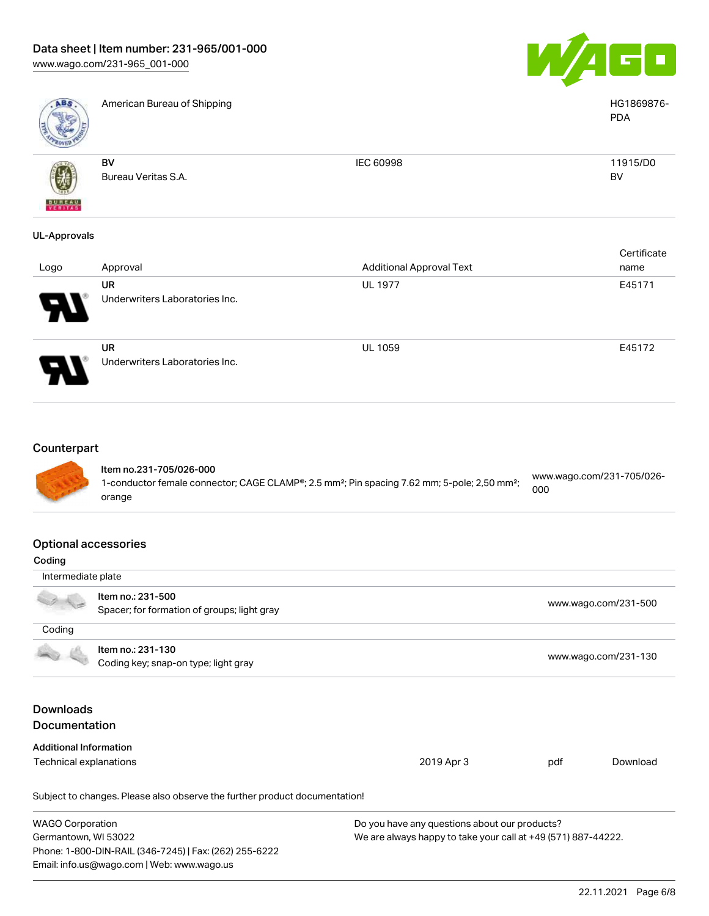| | | | |
|---|---|---|---|
| | American Bureau of Shipping | | HG1869876-PDA |
| | **BV** Bureau Veritas S.A. | IEC 60998 | 11915/D0 BV |

**UL-Approvals**

| Logo | Approval | Additional Approval Text | Certificate name |
|---|---|---|---|
| | **UR** Underwriters Laboratories Inc. | UL 1977 | E45171 |
| | **UR** Underwriters Laboratories Inc. | UL 1059 | E45172 |

## Counterpart

| | | |
|---|---|---|
| | **Item no.231-705/026-000** 1-conductor female connector; CAGE CLAMP®; 2.5 mm²; Pin spacing 7.62 mm; 5-pole; 2,50 mm²; orange | www.wago.com/231-705/026-000 |

## Optional accessories

**Coding**

| Intermediate plate | | |
|---|---|---|
| | **Item no.: 231-500** Spacer; for formation of groups; light gray | www.wago.com/231-500 |

| Coding | | |
|---|---|---|
| | **Item no.: 231-130** Coding key; snap-on type; light gray | www.wago.com/231-130 |

## Downloads
## Documentation

**Additional Information**

| | | | |
|---|---|---|---|
| Technical explanations | 2019 Apr 3 | pdf | Download |

Subject to changes. Please also observe the further product documentation!

WAGO Corporation
Germantown, WI 53022
Phone: 1-800-DIN-RAIL (346-7245) | Fax: (262) 255-6222
Email: info.us@wago.com | Web: www.wago.us

Do you have any questions about our products?
We are always happy to take your call at +49 (571) 887-44222.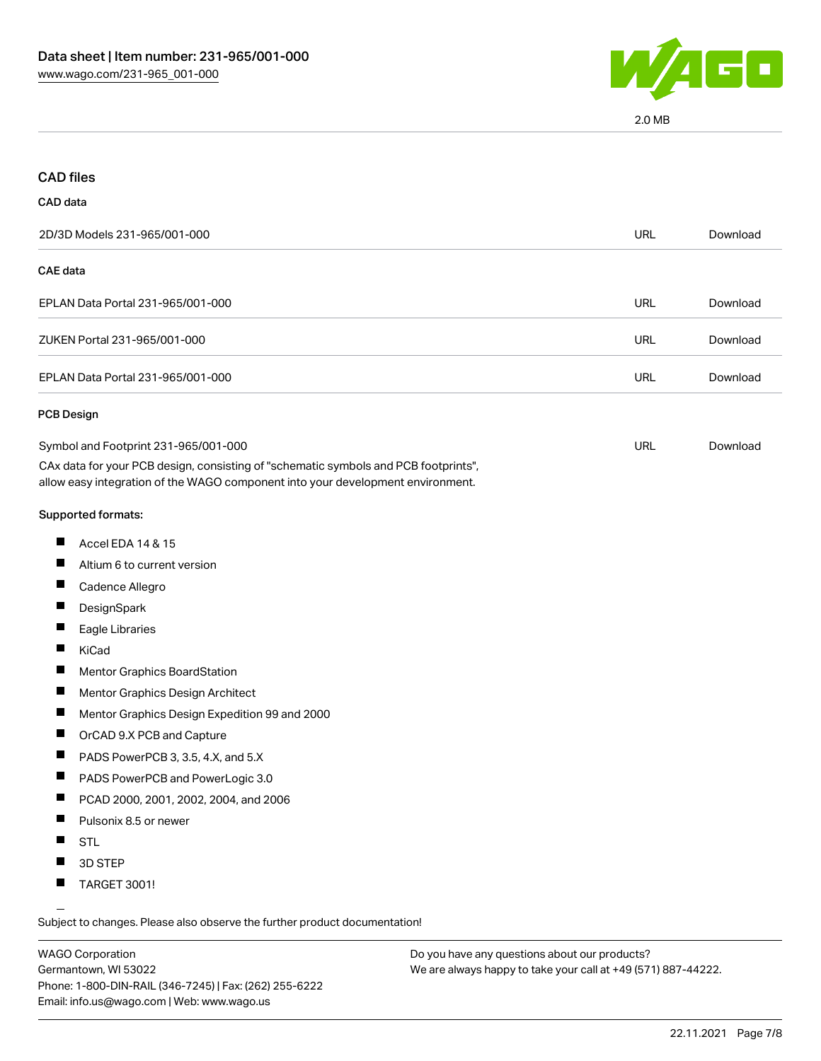2.0 MB

## CAD files

### CAD data

| | | |
|---|---|---|
| 2D/3D Models 231-965/001-000 | URL | Download |

### CAE data

| | | |
|---|---|---|
| EPLAN Data Portal 231-965/001-000 | URL | Download |
| ZUKEN Portal 231-965/001-000 | URL | Download |
| EPLAN Data Portal 231-965/001-000 | URL | Download |

### PCB Design

| | | |
|---|---|---|
| Symbol and Footprint 231-965/001-000 | URL | Download |

CAx data for your PCB design, consisting of "schematic symbols and PCB footprints", allow easy integration of the WAGO component into your development environment.

Supported formats:

- Accel EDA 14 & 15
- Altium 6 to current version
- Cadence Allegro
- DesignSpark
- Eagle Libraries
- KiCad
- Mentor Graphics BoardStation
- Mentor Graphics Design Architect
- Mentor Graphics Design Expedition 99 and 2000
- OrCAD 9.X PCB and Capture
- PADS PowerPCB 3, 3.5, 4.X, and 5.X
- PADS PowerPCB and PowerLogic 3.0
- PCAD 2000, 2001, 2002, 2004, and 2006
- Pulsonix 8.5 or newer
- STL
- 3D STEP
- TARGET 3001!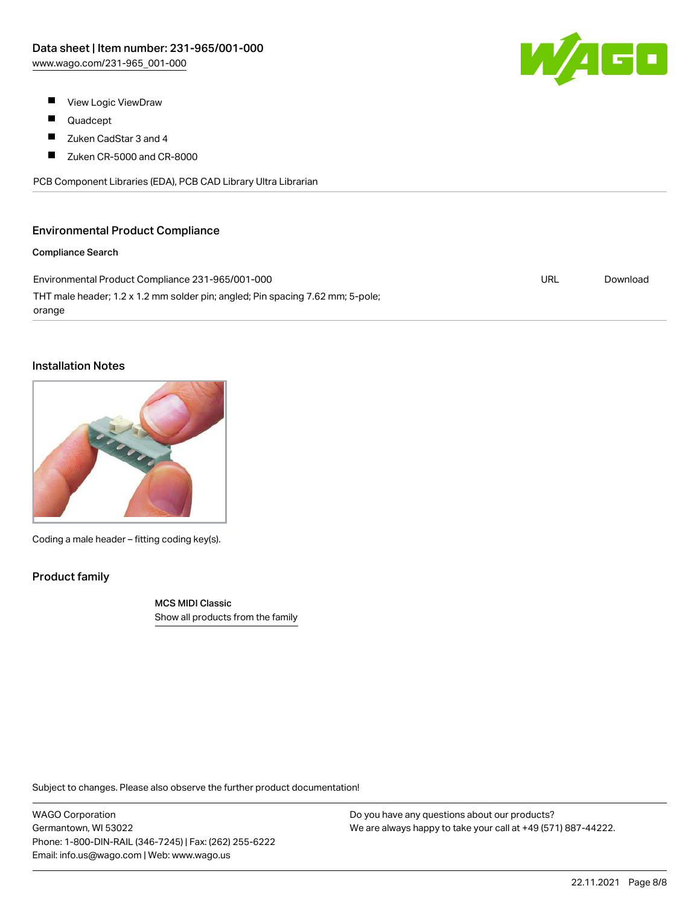- View Logic ViewDraw
- Quadcept
- Zuken CadStar 3 and 4
- Zuken CR-5000 and CR-8000

PCB Component Libraries (EDA), PCB CAD Library Ultra Librarian

## Environmental Product Compliance

### Compliance Search

| | | |
|---|---|---|
| Environmental Product Compliance 231-965/001-000 | URL | Download |
| THT male header; 1.2 x 1.2 mm solder pin; angled; Pin spacing 7.62 mm; 5-pole; orange | | |

## Installation Notes

Coding a male header – fitting coding key(s).

## Product family

MCS MIDI Classic
Show all products from the family

Subject to changes. Please also observe the further product documentation!

WAGO Corporation
Germantown, WI 53022
Phone: 1-800-DIN-RAIL (346-7245) | Fax: (262) 255-6222
Email: info.us@wago.com | Web: www.wago.us

Do you have any questions about our products?
We are always happy to take your call at +49 (571) 887-44222.